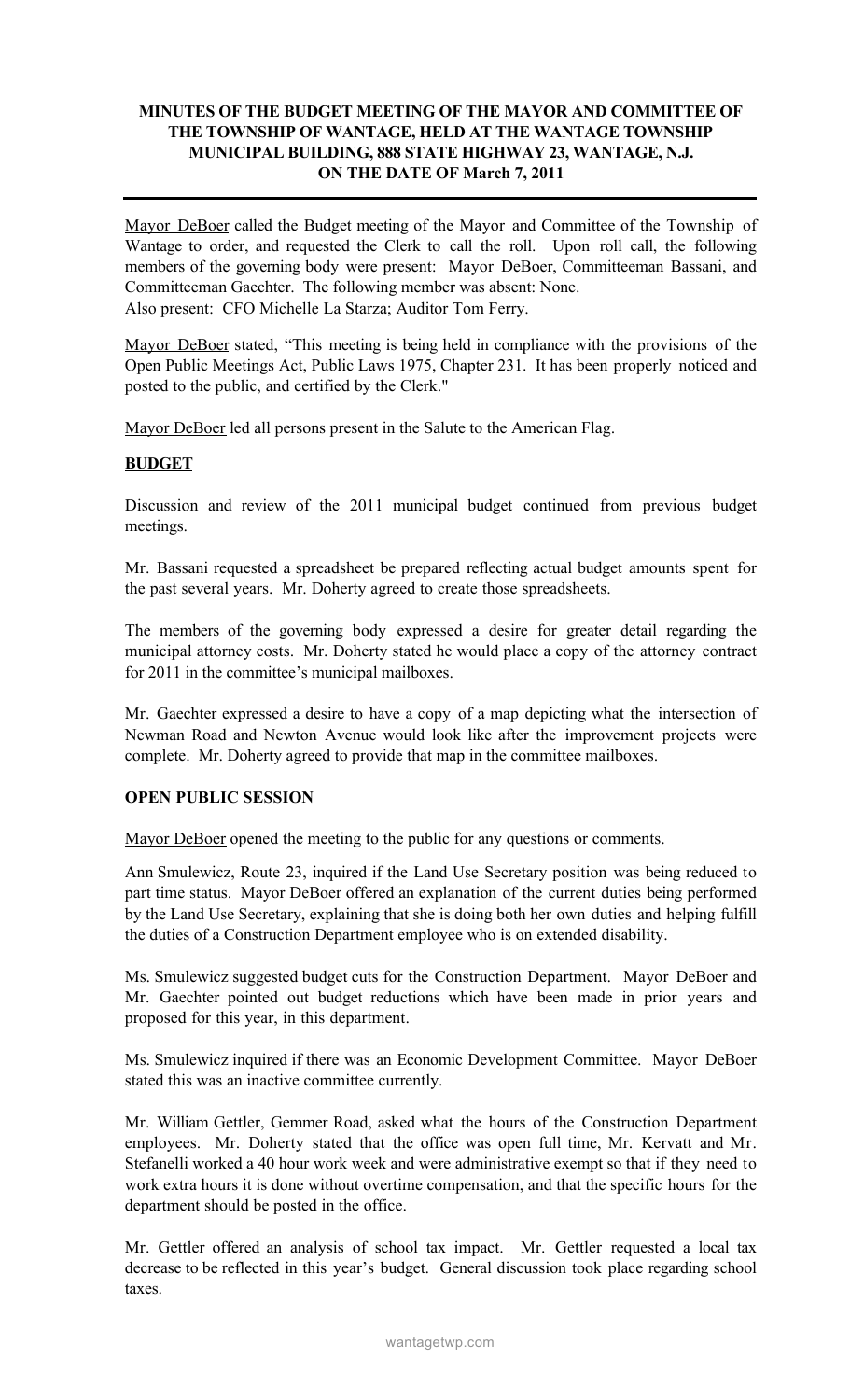**MINUTES OF THE BUDGET MEETING OF THE MAYOR AND COMMITTEE OF THE TOWNSHIP OF WANTAGE, HELD AT THE WANTAGE TOWNSHIP MUNICIPAL BUILDING, 888 STATE HIGHWAY 23, WANTAGE, N.J. ON THE DATE OF March 7, 2011**

---

Mayor DeBoer called the Budget meeting of the Mayor and Committee of the Township of Wantage to order, and requested the Clerk to call the roll. Upon roll call, the following members of the governing body were present: Mayor DeBoer, Committeeman Bassani, and Committeeman Gaechter. The following member was absent: None.
Also present: CFO Michelle La Starza; Auditor Tom Ferry.

Mayor DeBoer stated, "This meeting is being held in compliance with the provisions of the Open Public Meetings Act, Public Laws 1975, Chapter 231. It has been properly noticed and posted to the public, and certified by the Clerk."

Mayor DeBoer led all persons present in the Salute to the American Flag.

## BUDGET

Discussion and review of the 2011 municipal budget continued from previous budget meetings.

Mr. Bassani requested a spreadsheet be prepared reflecting actual budget amounts spent for the past several years. Mr. Doherty agreed to create those spreadsheets.

The members of the governing body expressed a desire for greater detail regarding the municipal attorney costs. Mr. Doherty stated he would place a copy of the attorney contract for 2011 in the committee's municipal mailboxes.

Mr. Gaechter expressed a desire to have a copy of a map depicting what the intersection of Newman Road and Newton Avenue would look like after the improvement projects were complete. Mr. Doherty agreed to provide that map in the committee mailboxes.

## OPEN PUBLIC SESSION

Mayor DeBoer opened the meeting to the public for any questions or comments.

Ann Smulewicz, Route 23, inquired if the Land Use Secretary position was being reduced to part time status. Mayor DeBoer offered an explanation of the current duties being performed by the Land Use Secretary, explaining that she is doing both her own duties and helping fulfill the duties of a Construction Department employee who is on extended disability.

Ms. Smulewicz suggested budget cuts for the Construction Department. Mayor DeBoer and Mr. Gaechter pointed out budget reductions which have been made in prior years and proposed for this year, in this department.

Ms. Smulewicz inquired if there was an Economic Development Committee. Mayor DeBoer stated this was an inactive committee currently.

Mr. William Gettler, Gemmer Road, asked what the hours of the Construction Department employees. Mr. Doherty stated that the office was open full time, Mr. Kervatt and Mr. Stefanelli worked a 40 hour work week and were administrative exempt so that if they need to work extra hours it is done without overtime compensation, and that the specific hours for the department should be posted in the office.

Mr. Gettler offered an analysis of school tax impact. Mr. Gettler requested a local tax decrease to be reflected in this year's budget. General discussion took place regarding school taxes.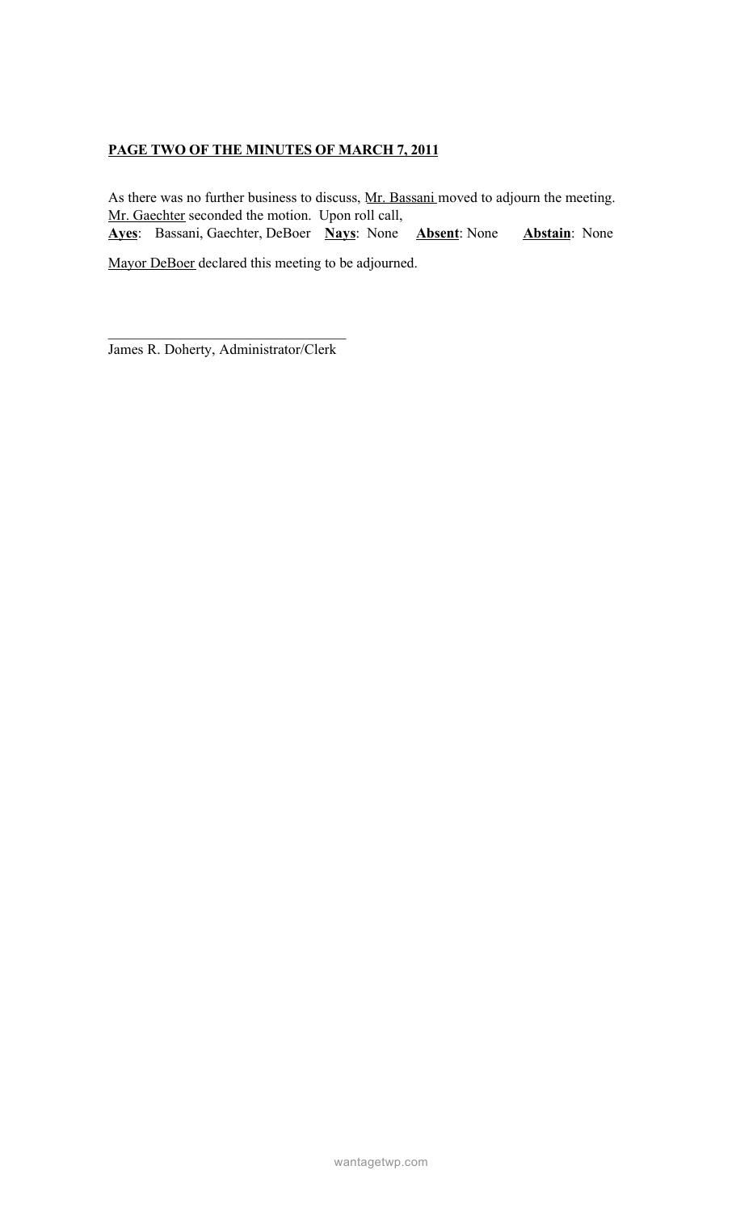**PAGE TWO OF THE MINUTES OF MARCH 7, 2011**

As there was no further business to discuss, Mr. Bassani moved to adjourn the meeting. Mr. Gaechter seconded the motion. Upon roll call,
**Ayes**: Bassani, Gaechter, DeBoer **Nays**: None **Absent**: None **Abstain**: None

Mayor DeBoer declared this meeting to be adjourned.

\_\_\_\_\_\_\_\_\_\_\_\_\_\_\_\_\_\_\_\_\_\_\_\_\_\_\_\_\_\_\_\_\_\_
James R. Doherty, Administrator/Clerk